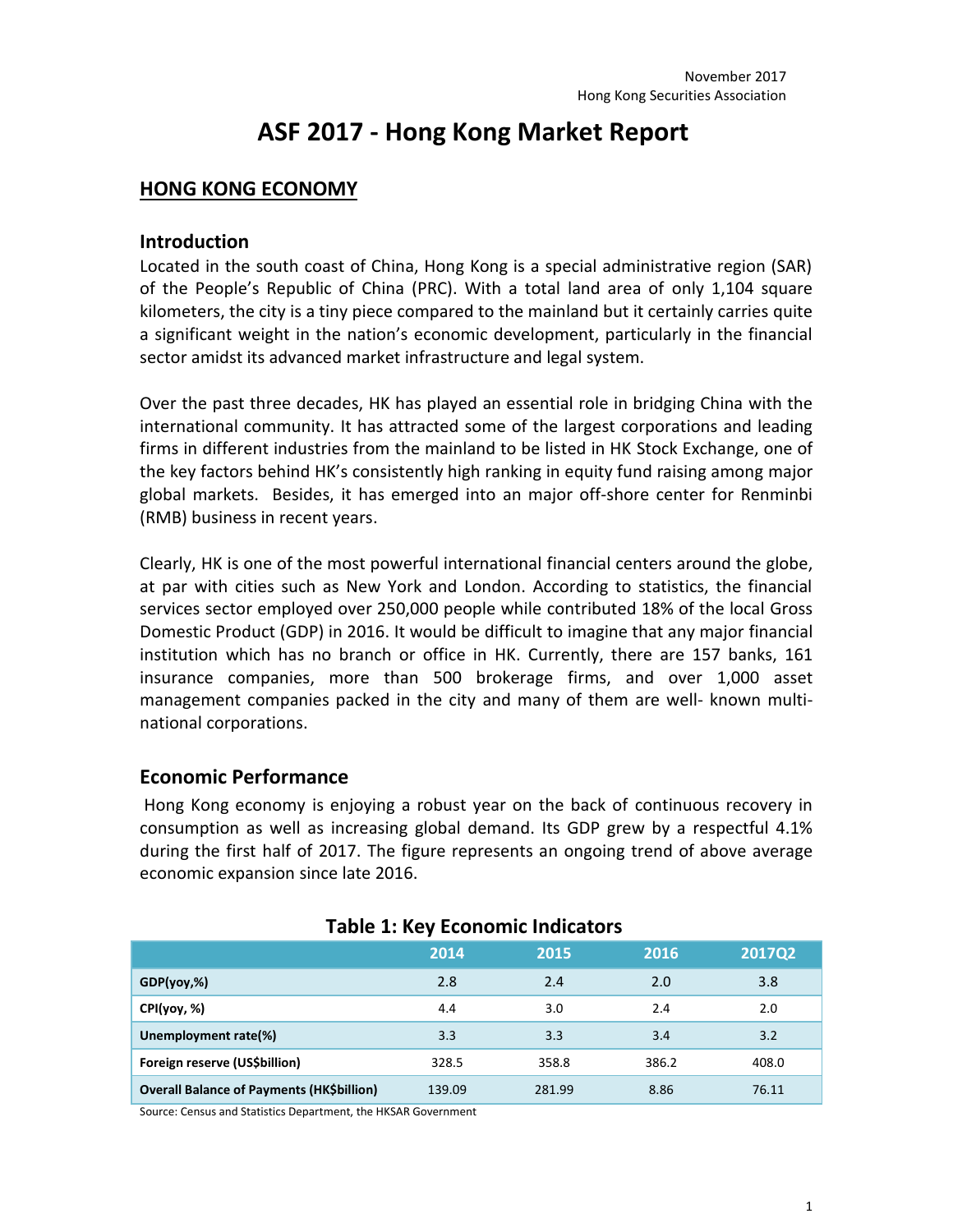November 2017
Hong Kong Securities Association

# ASF 2017 - Hong Kong Market Report

## HONG KONG ECONOMY

### Introduction

Located in the south coast of China, Hong Kong is a special administrative region (SAR) of the People's Republic of China (PRC). With a total land area of only 1,104 square kilometers, the city is a tiny piece compared to the mainland but it certainly carries quite a significant weight in the nation's economic development, particularly in the financial sector amidst its advanced market infrastructure and legal system.

Over the past three decades, HK has played an essential role in bridging China with the international community. It has attracted some of the largest corporations and leading firms in different industries from the mainland to be listed in HK Stock Exchange, one of the key factors behind HK's consistently high ranking in equity fund raising among major global markets. Besides, it has emerged into an major off-shore center for Renminbi (RMB) business in recent years.

Clearly, HK is one of the most powerful international financial centers around the globe, at par with cities such as New York and London. According to statistics, the financial services sector employed over 250,000 people while contributed 18% of the local Gross Domestic Product (GDP) in 2016. It would be difficult to imagine that any major financial institution which has no branch or office in HK. Currently, there are 157 banks, 161 insurance companies, more than 500 brokerage firms, and over 1,000 asset management companies packed in the city and many of them are well- known multi-national corporations.

### Economic Performance

Hong Kong economy is enjoying a robust year on the back of continuous recovery in consumption as well as increasing global demand. Its GDP grew by a respectful 4.1% during the first half of 2017. The figure represents an ongoing trend of above average economic expansion since late 2016.

**Table 1: Key Economic Indicators**

| | 2014 | 2015 | 2016 | 2017Q2 |
|---|---|---|---|---|
| **GDP(yoy,%)** | 2.8 | 2.4 | 2.0 | 3.8 |
| **CPI(yoy, %)** | 4.4 | 3.0 | 2.4 | 2.0 |
| **Unemployment rate(%)** | 3.3 | 3.3 | 3.4 | 3.2 |
| **Foreign reserve (US$billion)** | 328.5 | 358.8 | 386.2 | 408.0 |
| **Overall Balance of Payments (HK$billion)** | 139.09 | 281.99 | 8.86 | 76.11 |

Source: Census and Statistics Department, the HKSAR Government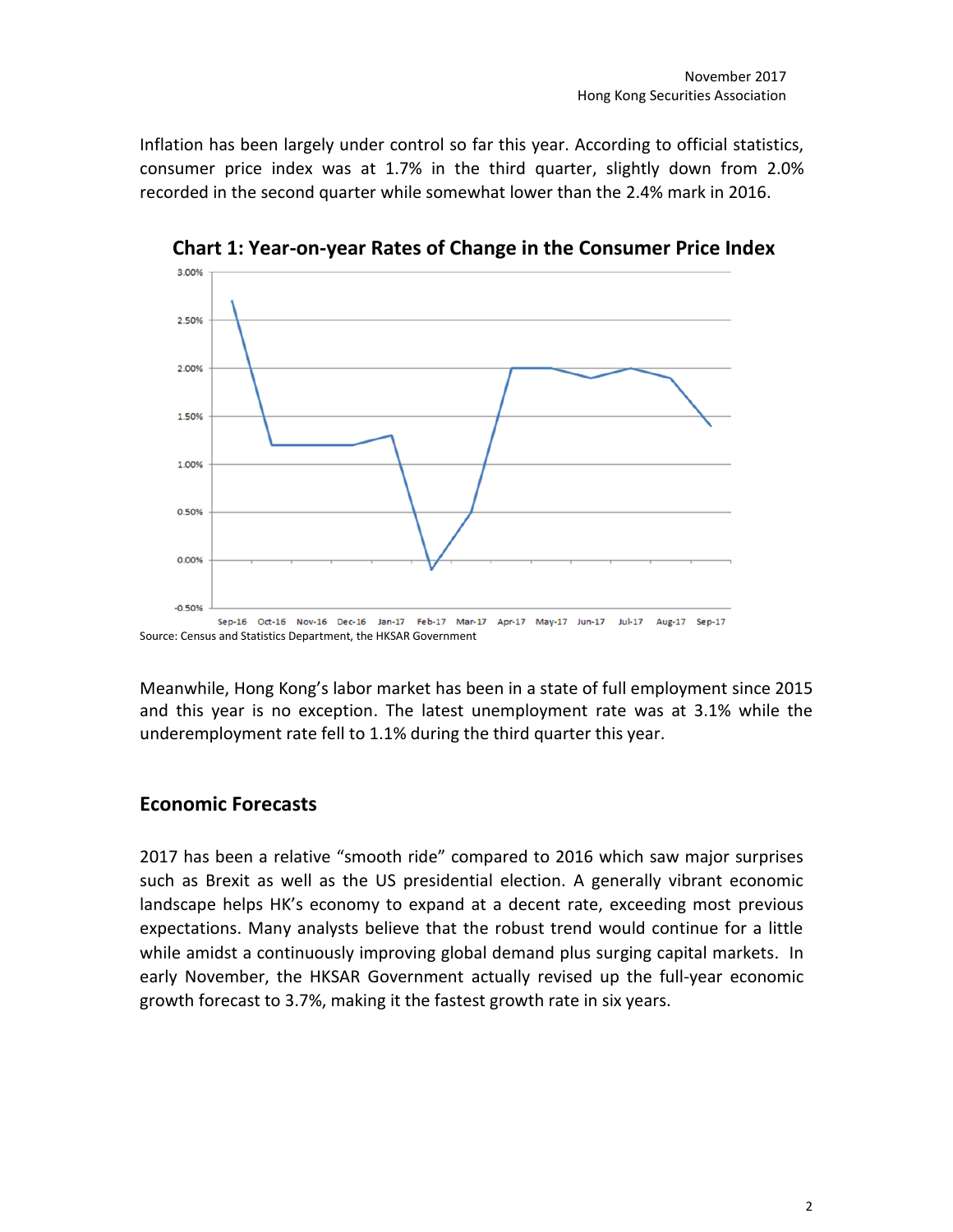Inflation has been largely under control so far this year. According to official statistics, consumer price index was at 1.7% in the third quarter, slightly down from 2.0% recorded in the second quarter while somewhat lower than the 2.4% mark in 2016.

**Chart 1: Year-on-year Rates of Change in the Consumer Price Index**

Source: Census and Statistics Department, the HKSAR Government

Meanwhile, Hong Kong's labor market has been in a state of full employment since 2015 and this year is no exception. The latest unemployment rate was at 3.1% while the underemployment rate fell to 1.1% during the third quarter this year.

## Economic Forecasts

2017 has been a relative "smooth ride" compared to 2016 which saw major surprises such as Brexit as well as the US presidential election. A generally vibrant economic landscape helps HK's economy to expand at a decent rate, exceeding most previous expectations. Many analysts believe that the robust trend would continue for a little while amidst a continuously improving global demand plus surging capital markets. In early November, the HKSAR Government actually revised up the full-year economic growth forecast to 3.7%, making it the fastest growth rate in six years.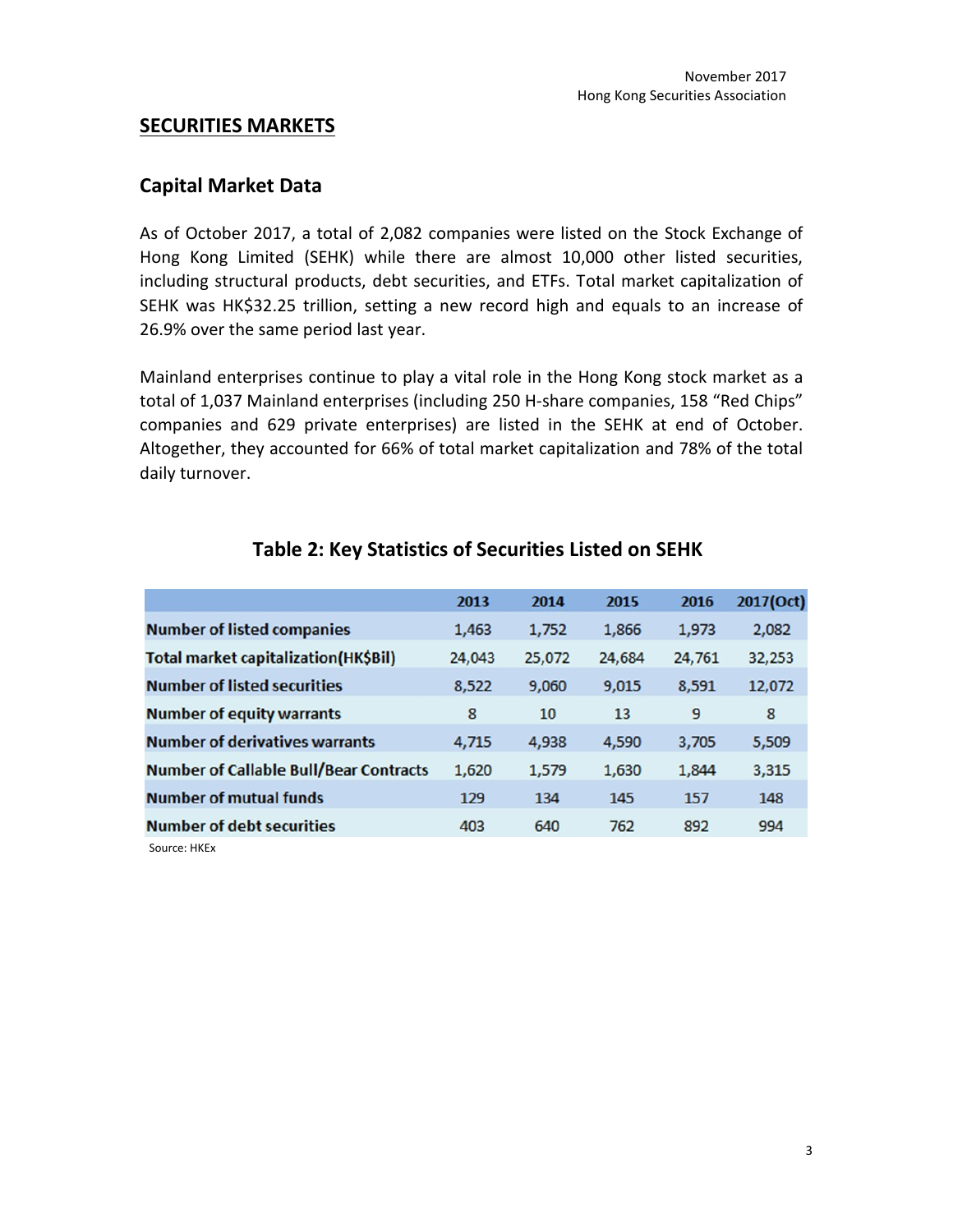## SECURITIES MARKETS

### Capital Market Data

As of October 2017, a total of 2,082 companies were listed on the Stock Exchange of Hong Kong Limited (SEHK) while there are almost 10,000 other listed securities, including structural products, debt securities, and ETFs. Total market capitalization of SEHK was HK$32.25 trillion, setting a new record high and equals to an increase of 26.9% over the same period last year.

Mainland enterprises continue to play a vital role in the Hong Kong stock market as a total of 1,037 Mainland enterprises (including 250 H-share companies, 158 "Red Chips" companies and 629 private enterprises) are listed in the SEHK at end of October. Altogether, they accounted for 66% of total market capitalization and 78% of the total daily turnover.

**Table 2: Key Statistics of Securities Listed on SEHK**

| | 2013 | 2014 | 2015 | 2016 | 2017(Oct) |
|---|---|---|---|---|---|
| **Number of listed companies** | 1,463 | 1,752 | 1,866 | 1,973 | 2,082 |
| **Total market capitalization(HK$Bil)** | 24,043 | 25,072 | 24,684 | 24,761 | 32,253 |
| **Number of listed securities** | 8,522 | 9,060 | 9,015 | 8,591 | 12,072 |
| **Number of equity warrants** | 8 | 10 | 13 | 9 | 8 |
| **Number of derivatives warrants** | 4,715 | 4,938 | 4,590 | 3,705 | 5,509 |
| **Number of Callable Bull/Bear Contracts** | 1,620 | 1,579 | 1,630 | 1,844 | 3,315 |
| **Number of mutual funds** | 129 | 134 | 145 | 157 | 148 |
| **Number of debt securities** | 403 | 640 | 762 | 892 | 994 |

Source: HKEx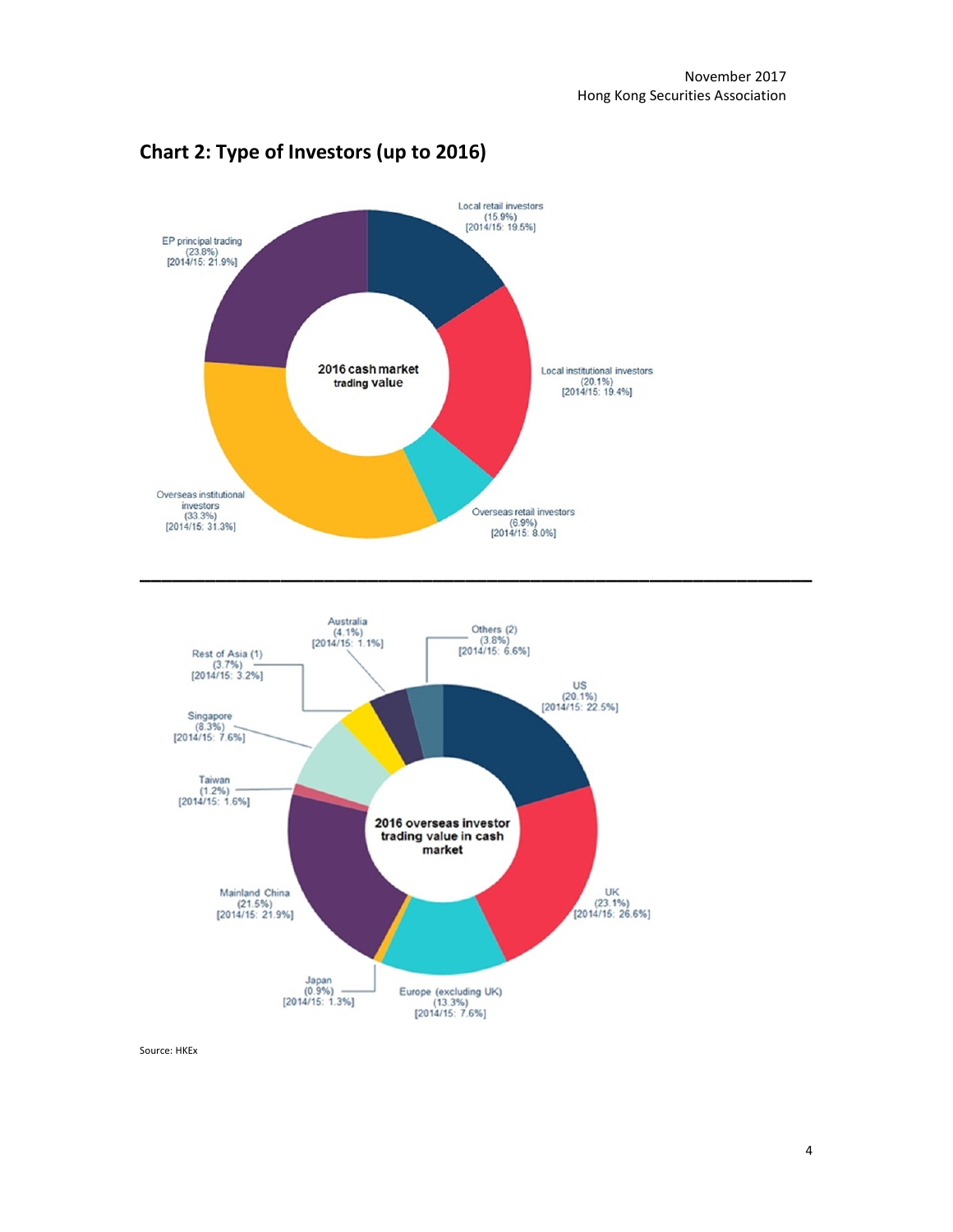## Chart 2: Type of Investors (up to 2016)

2016 cash market trading value

- Local retail investors (15.9%) [2014/15: 19.5%]
- Local institutional investors (20.1%) [2014/15: 19.4%]
- Overseas retail investors (6.9%) [2014/15: 8.0%]
- Overseas institutional investors (33.3%) [2014/15: 31.3%]
- EP principal trading (23.8%) [2014/15: 21.9%]

---

2016 overseas investor trading value in cash market

- US (20.1%) [2014/15: 22.5%]
- UK (23.1%) [2014/15: 26.6%]
- Europe (excluding UK) (13.3%) [2014/15: 7.6%]
- Japan (0.9%) [2014/15: 1.3%]
- Mainland China (21.5%) [2014/15: 21.9%]
- Taiwan (1.2%) [2014/15: 1.6%]
- Singapore (8.3%) [2014/15: 7.6%]
- Rest of Asia (1) (3.7%) [2014/15: 3.2%]
- Australia (4.1%) [2014/15: 1.1%]
- Others (2) (3.8%) [2014/15: 6.6%]

Source: HKEx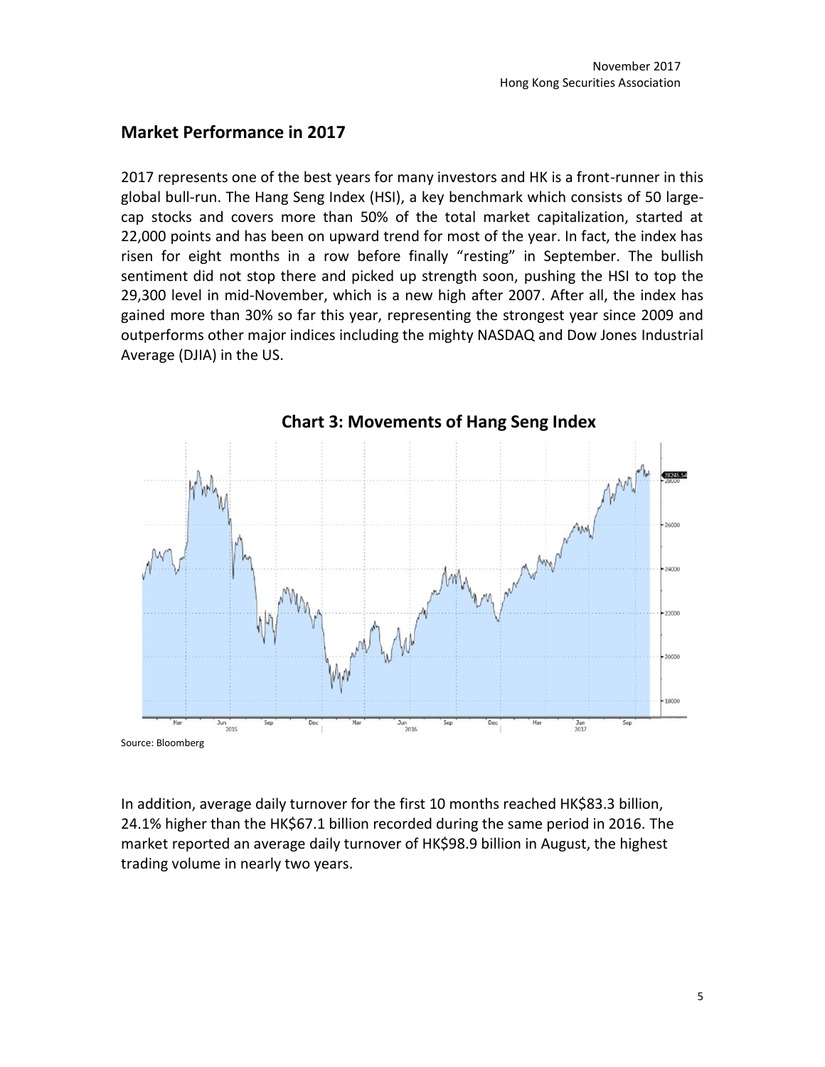## Market Performance in 2017

2017 represents one of the best years for many investors and HK is a front-runner in this global bull-run. The Hang Seng Index (HSI), a key benchmark which consists of 50 large-cap stocks and covers more than 50% of the total market capitalization, started at 22,000 points and has been on upward trend for most of the year. In fact, the index has risen for eight months in a row before finally "resting" in September. The bullish sentiment did not stop there and picked up strength soon, pushing the HSI to top the 29,300 level in mid-November, which is a new high after 2007. After all, the index has gained more than 30% so far this year, representing the strongest year since 2009 and outperforms other major indices including the mighty NASDAQ and Dow Jones Industrial Average (DJIA) in the US.

**Chart 3: Movements of Hang Seng Index**

Source: Bloomberg

In addition, average daily turnover for the first 10 months reached HK$83.3 billion, 24.1% higher than the HK$67.1 billion recorded during the same period in 2016. The market reported an average daily turnover of HK$98.9 billion in August, the highest trading volume in nearly two years.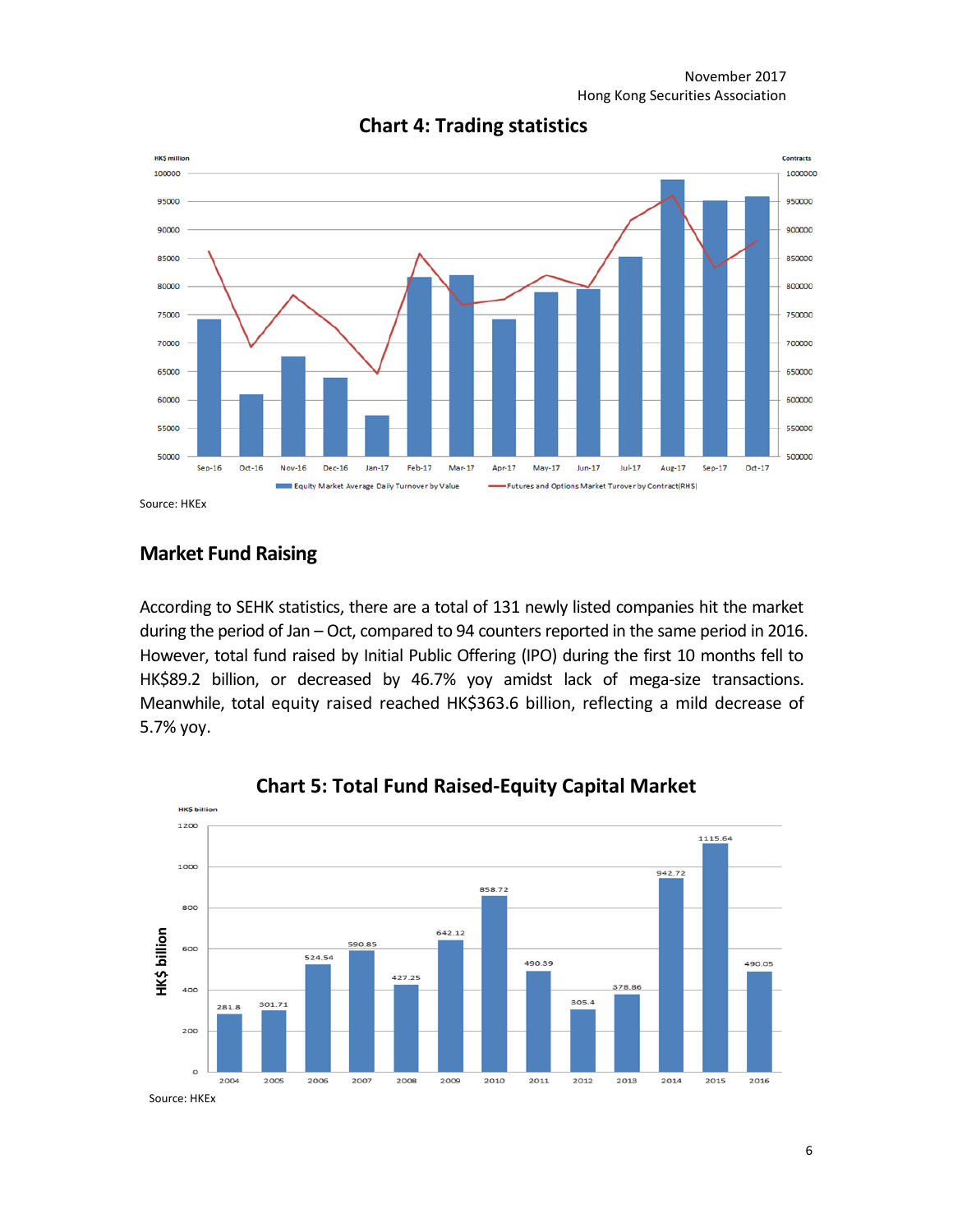## Chart 4: Trading statistics

Source: HKEx

## Market Fund Raising

According to SEHK statistics, there are a total of 131 newly listed companies hit the market during the period of Jan – Oct, compared to 94 counters reported in the same period in 2016. However, total fund raised by Initial Public Offering (IPO) during the first 10 months fell to HK$89.2 billion, or decreased by 46.7% yoy amidst lack of mega-size transactions. Meanwhile, total equity raised reached HK$363.6 billion, reflecting a mild decrease of 5.7% yoy.

## Chart 5: Total Fund Raised-Equity Capital Market

| Year | HK$ billion |
|---|---|
| 2004 | 281.8 |
| 2005 | 301.71 |
| 2006 | 524.54 |
| 2007 | 590.85 |
| 2008 | 427.25 |
| 2009 | 642.12 |
| 2010 | 858.72 |
| 2011 | 490.39 |
| 2012 | 305.4 |
| 2013 | 378.86 |
| 2014 | 942.72 |
| 2015 | 1115.64 |
| 2016 | 490.05 |

Source: HKEx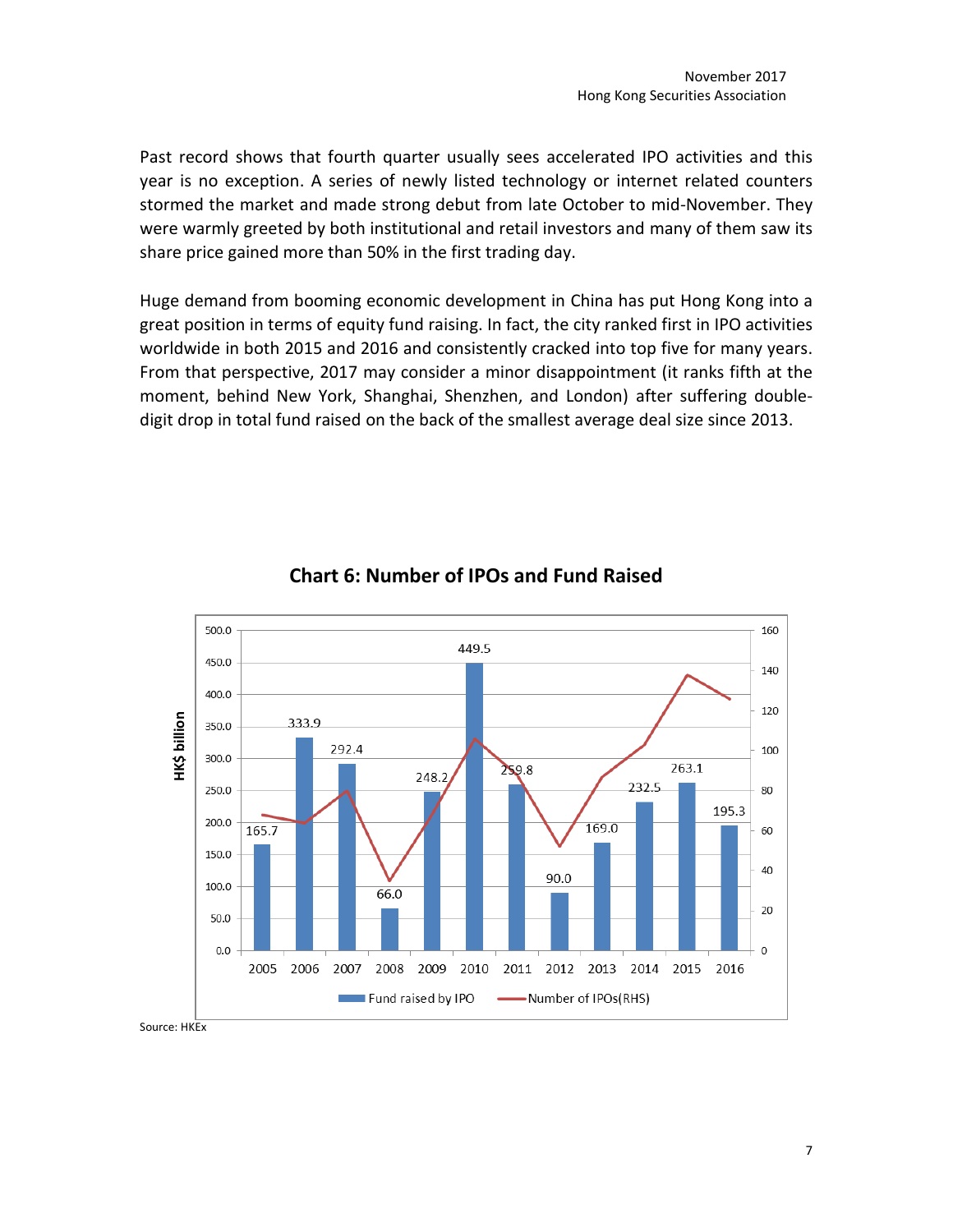Past record shows that fourth quarter usually sees accelerated IPO activities and this year is no exception. A series of newly listed technology or internet related counters stormed the market and made strong debut from late October to mid-November. They were warmly greeted by both institutional and retail investors and many of them saw its share price gained more than 50% in the first trading day.

Huge demand from booming economic development in China has put Hong Kong into a great position in terms of equity fund raising. In fact, the city ranked first in IPO activities worldwide in both 2015 and 2016 and consistently cracked into top five for many years. From that perspective, 2017 may consider a minor disappointment (it ranks fifth at the moment, behind New York, Shanghai, Shenzhen, and London) after suffering double-digit drop in total fund raised on the back of the smallest average deal size since 2013.

## Chart 6: Number of IPOs and Fund Raised

| Year | Fund raised by IPO (HK$ billion) |
|---|---|
| 2005 | 165.7 |
| 2006 | 333.9 |
| 2007 | 292.4 |
| 2008 | 66.0 |
| 2009 | 248.2 |
| 2010 | 449.5 |
| 2011 | 259.8 |
| 2012 | 90.0 |
| 2013 | 169.0 |
| 2014 | 232.5 |
| 2015 | 263.1 |
| 2016 | 195.3 |

Fund raised by IPO — Number of IPOs(RHS)

Source: HKEx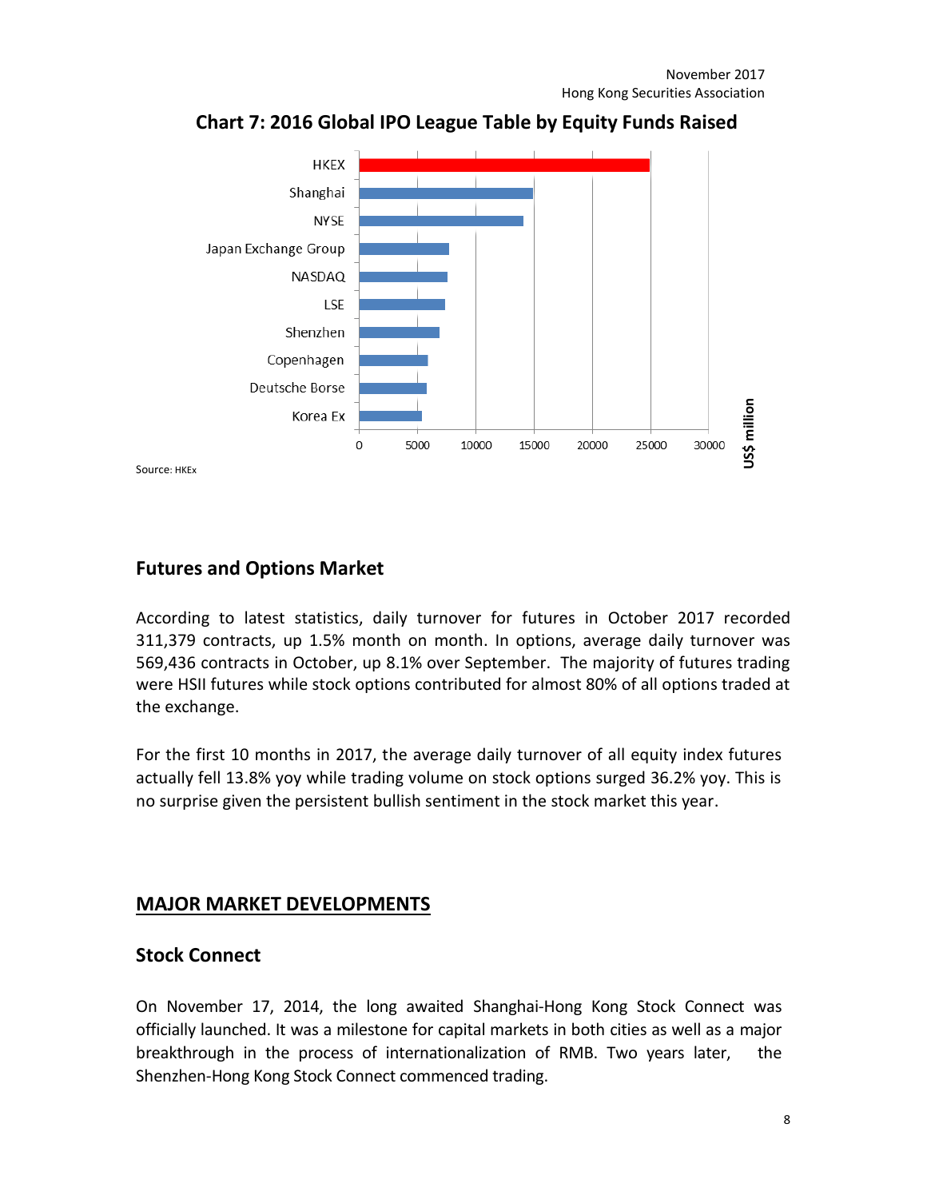**Chart 7: 2016 Global IPO League Table by Equity Funds Raised**

Source: HKEx

## Futures and Options Market

According to latest statistics, daily turnover for futures in October 2017 recorded 311,379 contracts, up 1.5% month on month. In options, average daily turnover was 569,436 contracts in October, up 8.1% over September. The majority of futures trading were HSII futures while stock options contributed for almost 80% of all options traded at the exchange.

For the first 10 months in 2017, the average daily turnover of all equity index futures actually fell 13.8% yoy while trading volume on stock options surged 36.2% yoy. This is no surprise given the persistent bullish sentiment in the stock market this year.

## MAJOR MARKET DEVELOPMENTS

### Stock Connect

On November 17, 2014, the long awaited Shanghai-Hong Kong Stock Connect was officially launched. It was a milestone for capital markets in both cities as well as a major breakthrough in the process of internationalization of RMB. Two years later, the Shenzhen-Hong Kong Stock Connect commenced trading.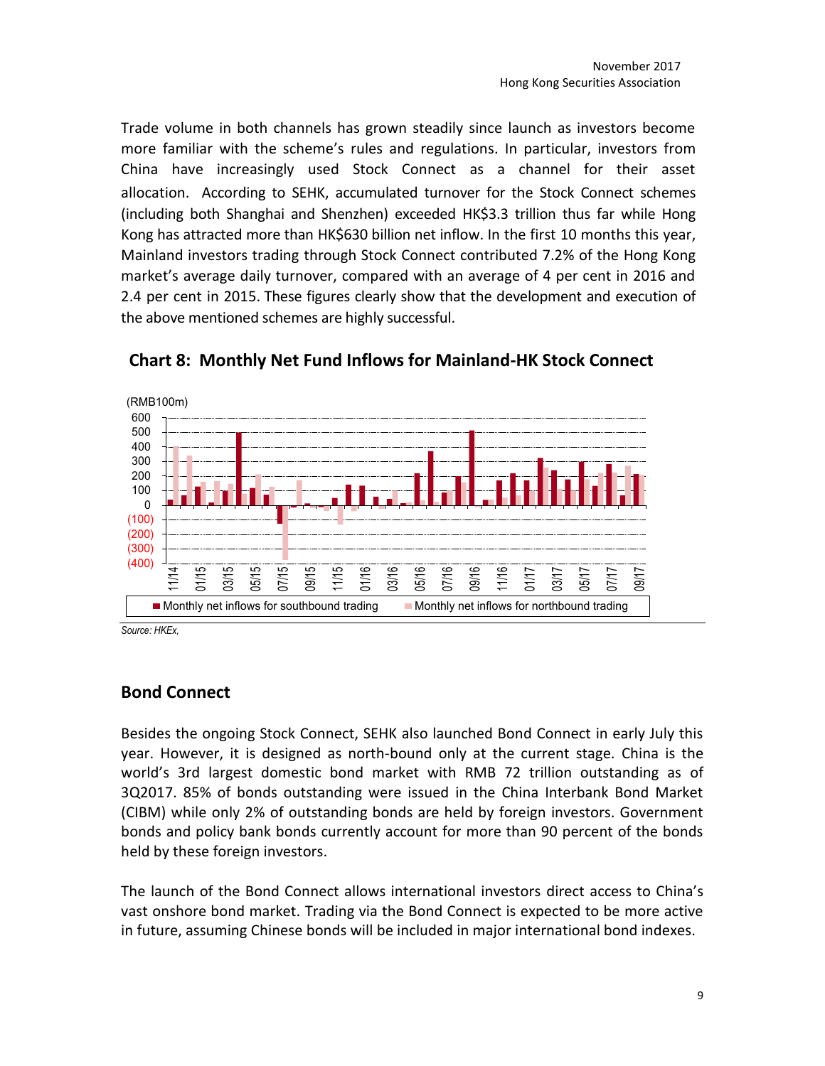Trade volume in both channels has grown steadily since launch as investors become more familiar with the scheme's rules and regulations. In particular, investors from China have increasingly used Stock Connect as a channel for their asset allocation. According to SEHK, accumulated turnover for the Stock Connect schemes (including both Shanghai and Shenzhen) exceeded HK$3.3 trillion thus far while Hong Kong has attracted more than HK$630 billion net inflow. In the first 10 months this year, Mainland investors trading through Stock Connect contributed 7.2% of the Hong Kong market's average daily turnover, compared with an average of 4 per cent in 2016 and 2.4 per cent in 2015. These figures clearly show that the development and execution of the above mentioned schemes are highly successful.

**Chart 8: Monthly Net Fund Inflows for Mainland-HK Stock Connect**

(RMB100m)

Legend: Monthly net inflows for southbound trading; Monthly net inflows for northbound trading

*Source: HKEx,*

## Bond Connect

Besides the ongoing Stock Connect, SEHK also launched Bond Connect in early July this year. However, it is designed as north-bound only at the current stage. China is the world's 3rd largest domestic bond market with RMB 72 trillion outstanding as of 3Q2017. 85% of bonds outstanding were issued in the China Interbank Bond Market (CIBM) while only 2% of outstanding bonds are held by foreign investors. Government bonds and policy bank bonds currently account for more than 90 percent of the bonds held by these foreign investors.

The launch of the Bond Connect allows international investors direct access to China's vast onshore bond market. Trading via the Bond Connect is expected to be more active in future, assuming Chinese bonds will be included in major international bond indexes.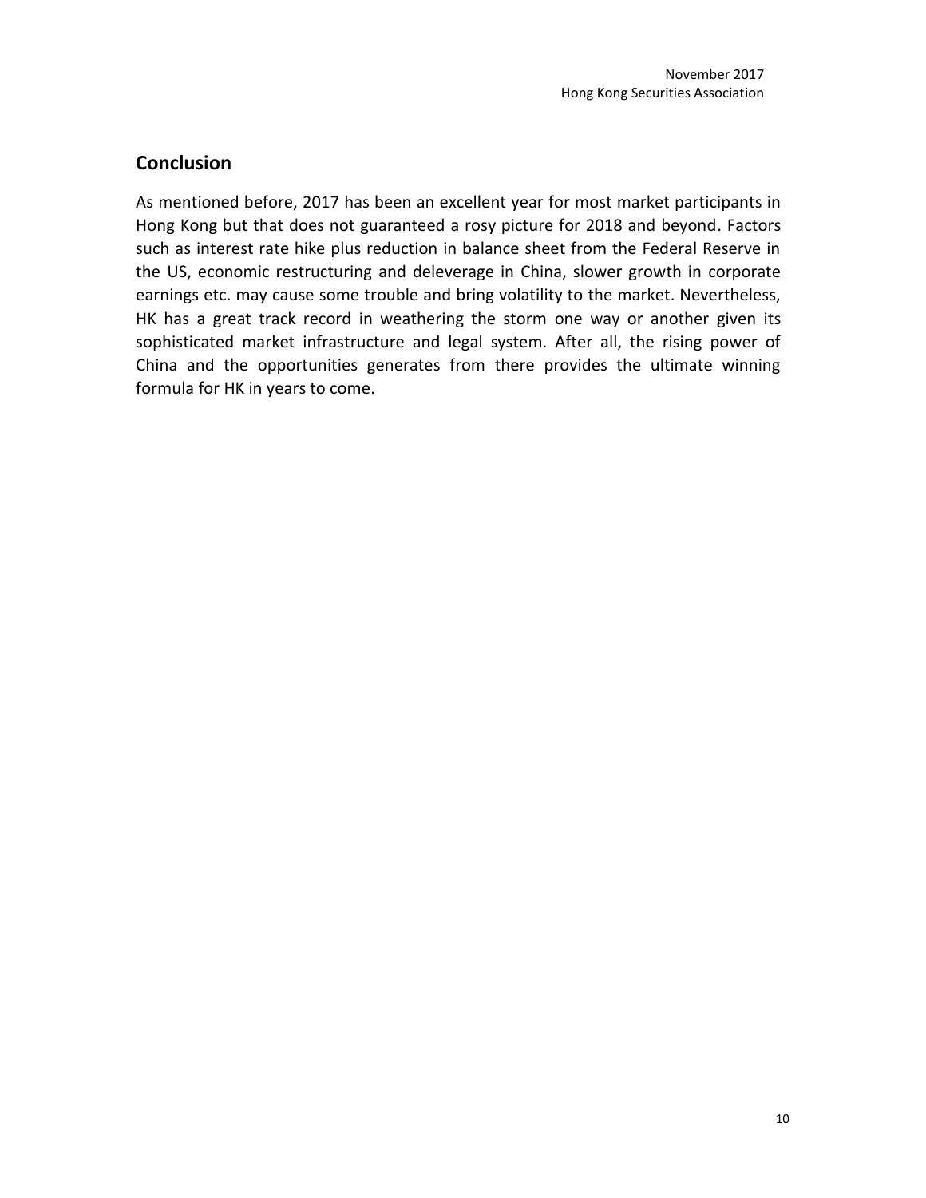## Conclusion

As mentioned before, 2017 has been an excellent year for most market participants in Hong Kong but that does not guaranteed a rosy picture for 2018 and beyond. Factors such as interest rate hike plus reduction in balance sheet from the Federal Reserve in the US, economic restructuring and deleverage in China, slower growth in corporate earnings etc. may cause some trouble and bring volatility to the market. Nevertheless, HK has a great track record in weathering the storm one way or another given its sophisticated market infrastructure and legal system. After all, the rising power of China and the opportunities generates from there provides the ultimate winning formula for HK in years to come.